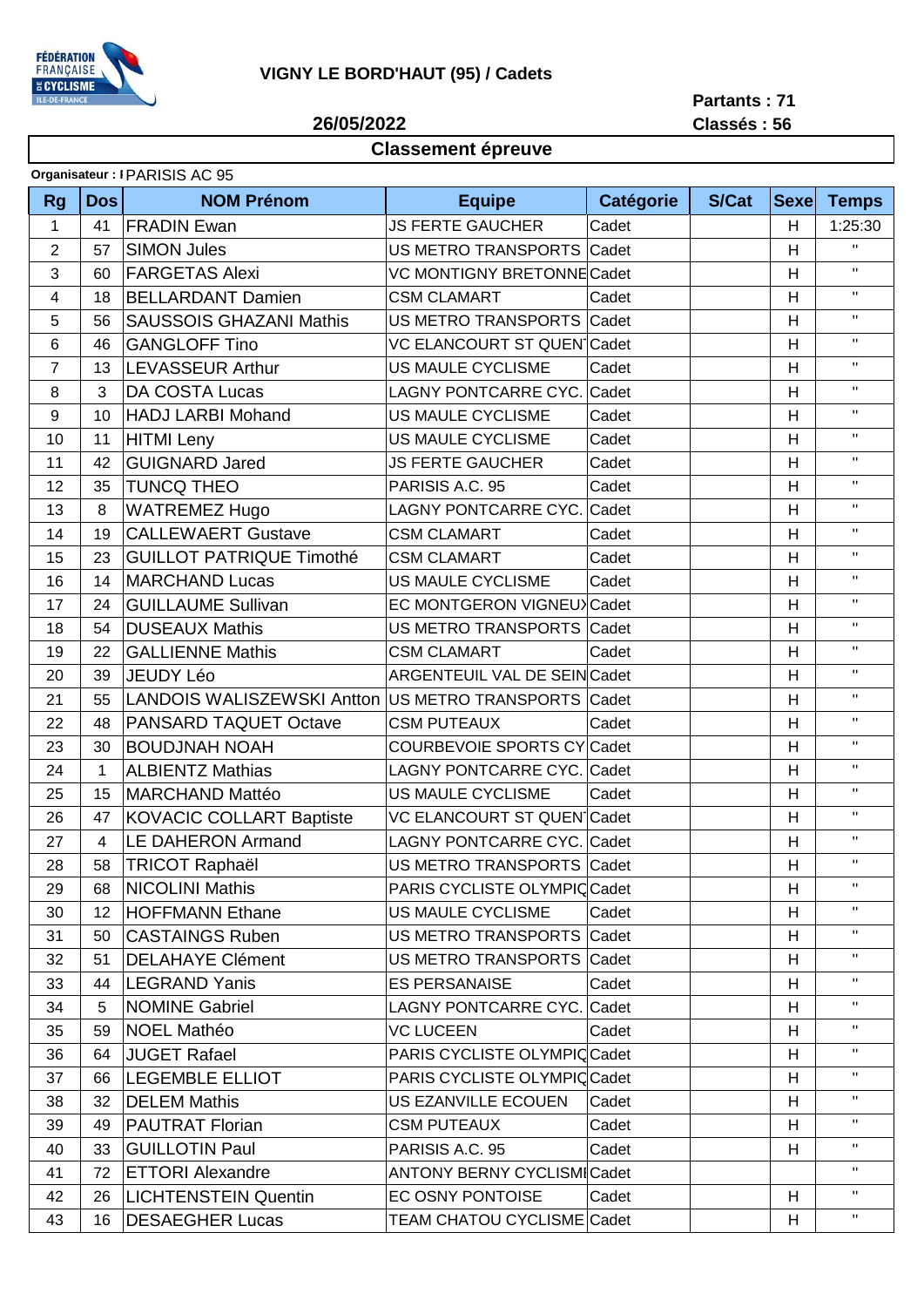# VIGNY LE BORD'HAUT (95) / Cadets

**26/05/2022**

**Partants : 71**
**Classés : 56**

## Classement épreuve

**Organisateur :** PARISIS AC 95

| Rg | Dos | NOM Prénom | Equipe | Catégorie | S/Cat | Sexe | Temps |
|---|---|---|---|---|---|---|---|
| 1 | 41 | FRADIN Ewan | JS FERTE GAUCHER | Cadet | | H | 1:25:30 |
| 2 | 57 | SIMON Jules | US METRO TRANSPORTS | Cadet | | H | " |
| 3 | 60 | FARGETAS Alexi | VC MONTIGNY BRETONNE | Cadet | | H | " |
| 4 | 18 | BELLARDANT Damien | CSM CLAMART | Cadet | | H | " |
| 5 | 56 | SAUSSOIS GHAZANI Mathis | US METRO TRANSPORTS | Cadet | | H | " |
| 6 | 46 | GANGLOFF Tino | VC ELANCOURT ST QUEN | Cadet | | H | " |
| 7 | 13 | LEVASSEUR Arthur | US MAULE CYCLISME | Cadet | | H | " |
| 8 | 3 | DA COSTA Lucas | LAGNY PONTCARRE CYC. | Cadet | | H | " |
| 9 | 10 | HADJ LARBI Mohand | US MAULE CYCLISME | Cadet | | H | " |
| 10 | 11 | HITMI Leny | US MAULE CYCLISME | Cadet | | H | " |
| 11 | 42 | GUIGNARD Jared | JS FERTE GAUCHER | Cadet | | H | " |
| 12 | 35 | TUNCQ THEO | PARISIS A.C. 95 | Cadet | | H | " |
| 13 | 8 | WATREMEZ Hugo | LAGNY PONTCARRE CYC. | Cadet | | H | " |
| 14 | 19 | CALLEWAERT Gustave | CSM CLAMART | Cadet | | H | " |
| 15 | 23 | GUILLOT PATRIQUE Timothé | CSM CLAMART | Cadet | | H | " |
| 16 | 14 | MARCHAND Lucas | US MAULE CYCLISME | Cadet | | H | " |
| 17 | 24 | GUILLAUME Sullivan | EC MONTGERON VIGNEUX | Cadet | | H | " |
| 18 | 54 | DUSEAUX Mathis | US METRO TRANSPORTS | Cadet | | H | " |
| 19 | 22 | GALLIENNE Mathis | CSM CLAMART | Cadet | | H | " |
| 20 | 39 | JEUDY Léo | ARGENTEUIL VAL DE SEIN | Cadet | | H | " |
| 21 | 55 | LANDOIS WALISZEWSKI Antton | US METRO TRANSPORTS | Cadet | | H | " |
| 22 | 48 | PANSARD TAQUET Octave | CSM PUTEAUX | Cadet | | H | " |
| 23 | 30 | BOUDJNAH NOAH | COURBEVOIE SPORTS CY | Cadet | | H | " |
| 24 | 1 | ALBIENTZ Mathias | LAGNY PONTCARRE CYC. | Cadet | | H | " |
| 25 | 15 | MARCHAND Mattéo | US MAULE CYCLISME | Cadet | | H | " |
| 26 | 47 | KOVACIC COLLART Baptiste | VC ELANCOURT ST QUEN | Cadet | | H | " |
| 27 | 4 | LE DAHERON Armand | LAGNY PONTCARRE CYC. | Cadet | | H | " |
| 28 | 58 | TRICOT Raphaël | US METRO TRANSPORTS | Cadet | | H | " |
| 29 | 68 | NICOLINI Mathis | PARIS CYCLISTE OLYMPIQ | Cadet | | H | " |
| 30 | 12 | HOFFMANN Ethane | US MAULE CYCLISME | Cadet | | H | " |
| 31 | 50 | CASTAINGS Ruben | US METRO TRANSPORTS | Cadet | | H | " |
| 32 | 51 | DELAHAYE Clément | US METRO TRANSPORTS | Cadet | | H | " |
| 33 | 44 | LEGRAND Yanis | ES PERSANAISE | Cadet | | H | " |
| 34 | 5 | NOMINE Gabriel | LAGNY PONTCARRE CYC. | Cadet | | H | " |
| 35 | 59 | NOEL Mathéo | VC LUCEEN | Cadet | | H | " |
| 36 | 64 | JUGET Rafael | PARIS CYCLISTE OLYMPIQ | Cadet | | H | " |
| 37 | 66 | LEGEMBLE ELLIOT | PARIS CYCLISTE OLYMPIQ | Cadet | | H | " |
| 38 | 32 | DELEM Mathis | US EZANVILLE ECOUEN | Cadet | | H | " |
| 39 | 49 | PAUTRAT Florian | CSM PUTEAUX | Cadet | | H | " |
| 40 | 33 | GUILLOTIN Paul | PARISIS A.C. 95 | Cadet | | H | " |
| 41 | 72 | ETTORI Alexandre | ANTONY BERNY CYCLISMI | Cadet | | | " |
| 42 | 26 | LICHTENSTEIN Quentin | EC OSNY PONTOISE | Cadet | | H | " |
| 43 | 16 | DESAEGHER Lucas | TEAM CHATOU CYCLISME | Cadet | | H | " |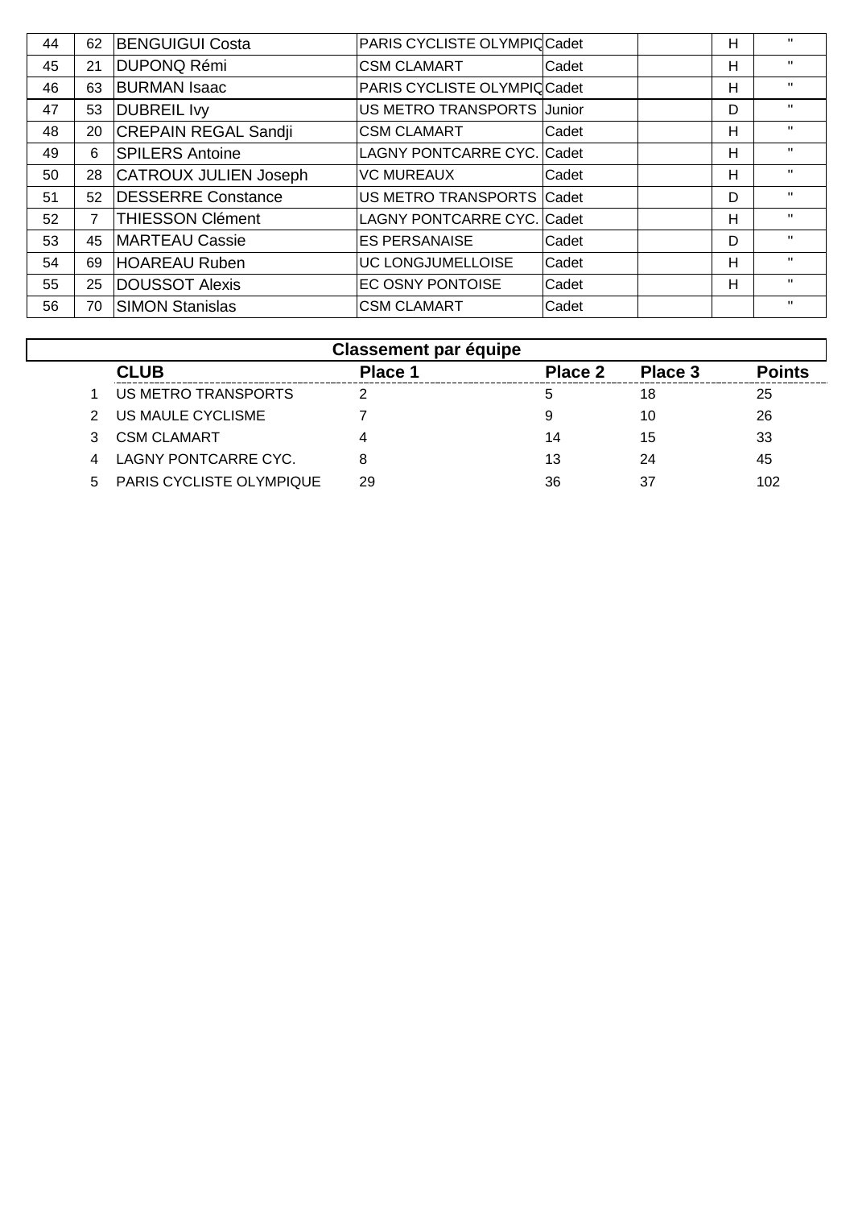| | | | | | | | |
|---|---|---|---|---|---|---|---|
| 44 | 62 | BENGUIGUI Costa | PARIS CYCLISTE OLYMPIQ | Cadet | | H | " |
| 45 | 21 | DUPONQ Rémi | CSM CLAMART | Cadet | | H | " |
| 46 | 63 | BURMAN Isaac | PARIS CYCLISTE OLYMPIQ | Cadet | | H | " |
| 47 | 53 | DUBREIL Ivy | US METRO TRANSPORTS | Junior | | D | " |
| 48 | 20 | CREPAIN REGAL Sandji | CSM CLAMART | Cadet | | H | " |
| 49 | 6 | SPILERS Antoine | LAGNY PONTCARRE CYC. | Cadet | | H | " |
| 50 | 28 | CATROUX JULIEN Joseph | VC MUREAUX | Cadet | | H | " |
| 51 | 52 | DESSERRE Constance | US METRO TRANSPORTS | Cadet | | D | " |
| 52 | 7 | THIESSON Clément | LAGNY PONTCARRE CYC. | Cadet | | H | " |
| 53 | 45 | MARTEAU Cassie | ES PERSANAISE | Cadet | | D | " |
| 54 | 69 | HOAREAU Ruben | UC LONGJUMELLOISE | Cadet | | H | " |
| 55 | 25 | DOUSSOT Alexis | EC OSNY PONTOISE | Cadet | | H | " |
| 56 | 70 | SIMON Stanislas | CSM CLAMART | Cadet | | | " |

## Classement par équipe

| | CLUB | Place 1 | Place 2 | Place 3 | Points |
|---|---|---|---|---|---|
| 1 | US METRO TRANSPORTS | 2 | 5 | 18 | 25 |
| 2 | US MAULE CYCLISME | 7 | 9 | 10 | 26 |
| 3 | CSM CLAMART | 4 | 14 | 15 | 33 |
| 4 | LAGNY PONTCARRE CYC. | 8 | 13 | 24 | 45 |
| 5 | PARIS CYCLISTE OLYMPIQUE | 29 | 36 | 37 | 102 |